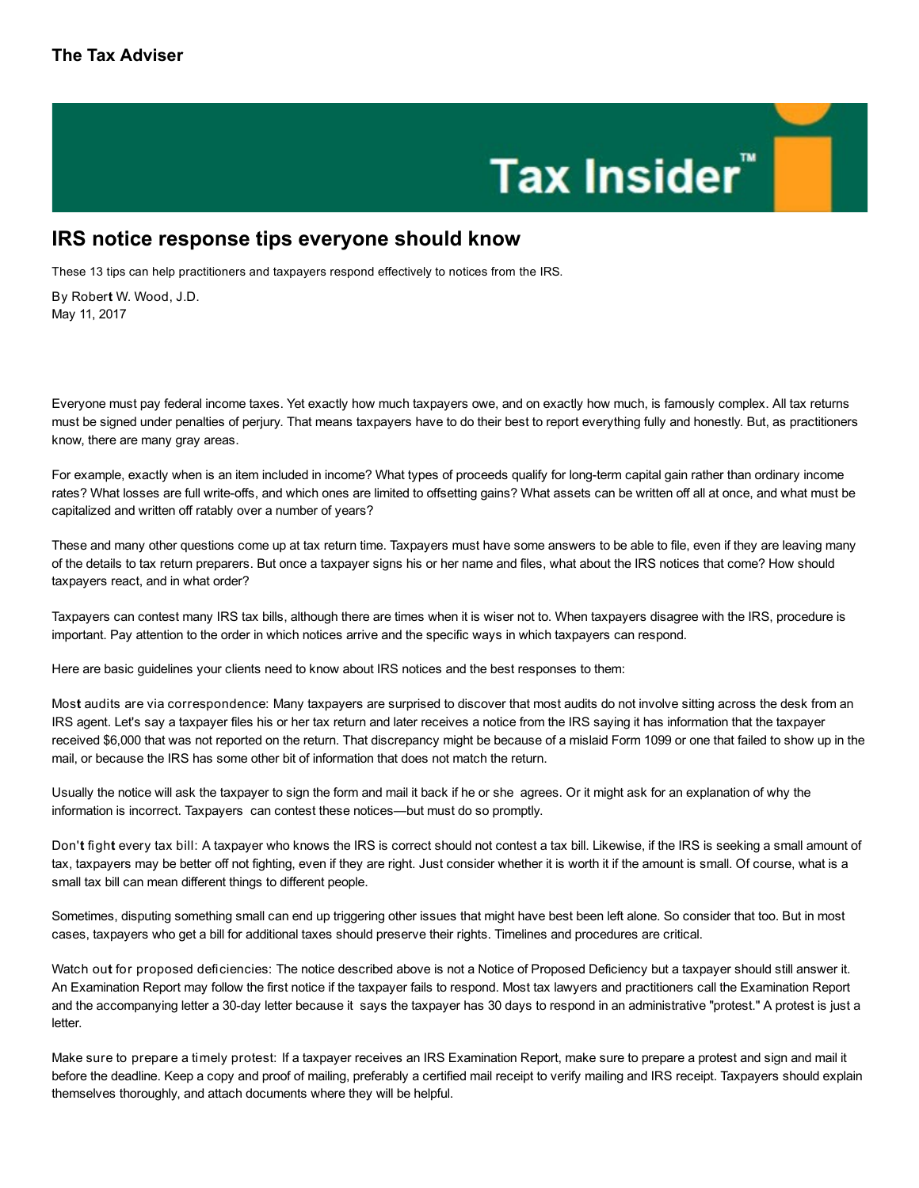# IRS notice response tips everyone should know

These 13 tips can help practitioners and taxpayers respond effectively to notices from the IRS.

By Robert W. Wood, J.D.
May 11, 2017

Everyone must pay federal income taxes. Yet exactly how much taxpayers owe, and on exactly how much, is famously complex. All tax returns must be signed under penalties of perjury. That means taxpayers have to do their best to report everything fully and honestly. But, as practitioners know, there are many gray areas.

For example, exactly when is an item included in income? What types of proceeds qualify for long-term capital gain rather than ordinary income rates? What losses are full write-offs, and which ones are limited to offsetting gains? What assets can be written off all at once, and what must be capitalized and written off ratably over a number of years?

These and many other questions come up at tax return time. Taxpayers must have some answers to be able to file, even if they are leaving many of the details to tax return preparers. But once a taxpayer signs his or her name and files, what about the IRS notices that come? How should taxpayers react, and in what order?

Taxpayers can contest many IRS tax bills, although there are times when it is wiser not to. When taxpayers disagree with the IRS, procedure is important. Pay attention to the order in which notices arrive and the specific ways in which taxpayers can respond.

Here are basic guidelines your clients need to know about IRS notices and the best responses to them:

**Most audits are via correspondence:** Many taxpayers are surprised to discover that most audits do not involve sitting across the desk from an IRS agent. Let's say a taxpayer files his or her tax return and later receives a notice from the IRS saying it has information that the taxpayer received $6,000 that was not reported on the return. That discrepancy might be because of a mislaid Form 1099 or one that failed to show up in the mail, or because the IRS has some other bit of information that does not match the return.

Usually the notice will ask the taxpayer to sign the form and mail it back if he or she agrees. Or it might ask for an explanation of why the information is incorrect. Taxpayers can contest these notices—but must do so promptly.

**Don't fight every tax bill:** A taxpayer who knows the IRS is correct should not contest a tax bill. Likewise, if the IRS is seeking a small amount of tax, taxpayers may be better off not fighting, even if they are right. Just consider whether it is worth it if the amount is small. Of course, what is a small tax bill can mean different things to different people.

Sometimes, disputing something small can end up triggering other issues that might have best been left alone. So consider that too. But in most cases, taxpayers who get a bill for additional taxes should preserve their rights. Timelines and procedures are critical.

**Watch out for proposed deficiencies:** The notice described above is not a Notice of Proposed Deficiency but a taxpayer should still answer it. An Examination Report may follow the first notice if the taxpayer fails to respond. Most tax lawyers and practitioners call the Examination Report and the accompanying letter a 30-day letter because it says the taxpayer has 30 days to respond in an administrative "protest." A protest is just a letter.

**Make sure to prepare a timely protest:** If a taxpayer receives an IRS Examination Report, make sure to prepare a protest and sign and mail it before the deadline. Keep a copy and proof of mailing, preferably a certified mail receipt to verify mailing and IRS receipt. Taxpayers should explain themselves thoroughly, and attach documents where they will be helpful.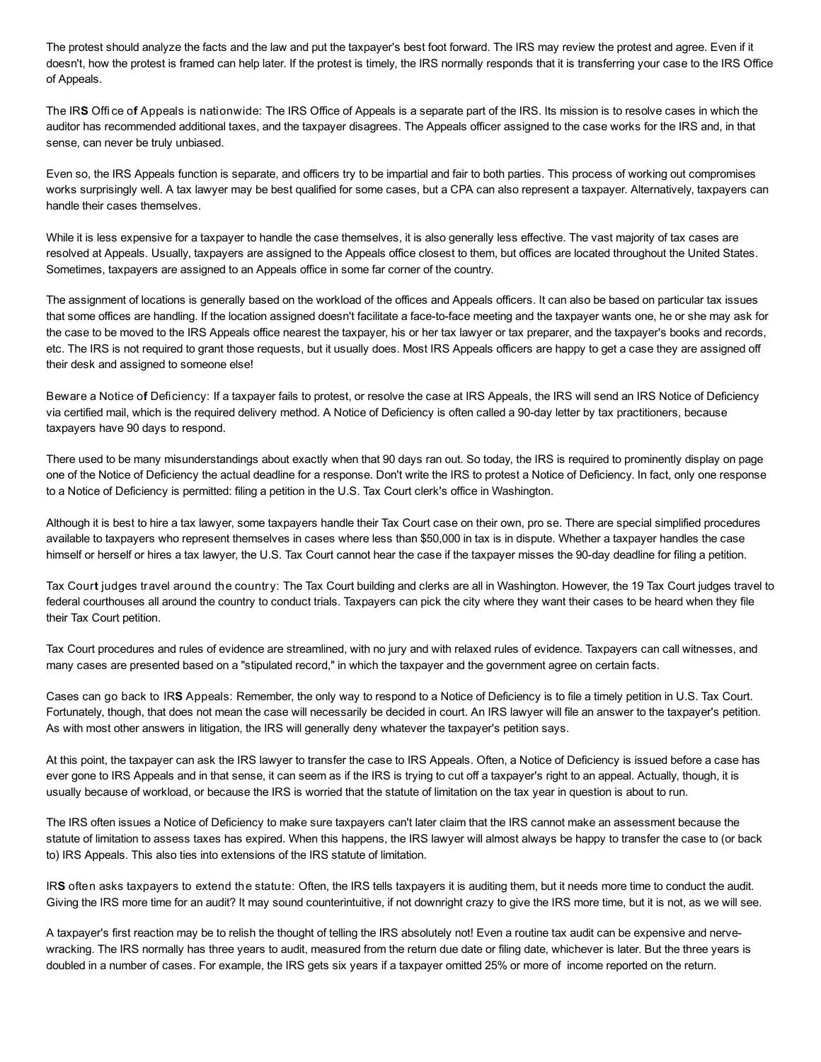The protest should analyze the facts and the law and put the taxpayer's best foot forward. The IRS may review the protest and agree. Even if it doesn't, how the protest is framed can help later. If the protest is timely, the IRS normally responds that it is transferring your case to the IRS Office of Appeals.

**The IRS Office of Appeals is nationwide:** The IRS Office of Appeals is a separate part of the IRS. Its mission is to resolve cases in which the auditor has recommended additional taxes, and the taxpayer disagrees. The Appeals officer assigned to the case works for the IRS and, in that sense, can never be truly unbiased.

Even so, the IRS Appeals function is separate, and officers try to be impartial and fair to both parties. This process of working out compromises works surprisingly well. A tax lawyer may be best qualified for some cases, but a CPA can also represent a taxpayer. Alternatively, taxpayers can handle their cases themselves.

While it is less expensive for a taxpayer to handle the case themselves, it is also generally less effective. The vast majority of tax cases are resolved at Appeals. Usually, taxpayers are assigned to the Appeals office closest to them, but offices are located throughout the United States. Sometimes, taxpayers are assigned to an Appeals office in some far corner of the country.

The assignment of locations is generally based on the workload of the offices and Appeals officers. It can also be based on particular tax issues that some offices are handling. If the location assigned doesn't facilitate a face-to-face meeting and the taxpayer wants one, he or she may ask for the case to be moved to the IRS Appeals office nearest the taxpayer, his or her tax lawyer or tax preparer, and the taxpayer's books and records, etc. The IRS is not required to grant those requests, but it usually does. Most IRS Appeals officers are happy to get a case they are assigned off their desk and assigned to someone else!

**Beware a Notice of Deficiency:** If a taxpayer fails to protest, or resolve the case at IRS Appeals, the IRS will send an IRS Notice of Deficiency via certified mail, which is the required delivery method. A Notice of Deficiency is often called a 90-day letter by tax practitioners, because taxpayers have 90 days to respond.

There used to be many misunderstandings about exactly when that 90 days ran out. So today, the IRS is required to prominently display on page one of the Notice of Deficiency the actual deadline for a response. Don't write the IRS to protest a Notice of Deficiency. In fact, only one response to a Notice of Deficiency is permitted: filing a petition in the U.S. Tax Court clerk's office in Washington.

Although it is best to hire a tax lawyer, some taxpayers handle their Tax Court case on their own, pro se. There are special simplified procedures available to taxpayers who represent themselves in cases where less than $50,000 in tax is in dispute. Whether a taxpayer handles the case himself or herself or hires a tax lawyer, the U.S. Tax Court cannot hear the case if the taxpayer misses the 90-day deadline for filing a petition.

**Tax Court judges travel around the country:** The Tax Court building and clerks are all in Washington. However, the 19 Tax Court judges travel to federal courthouses all around the country to conduct trials. Taxpayers can pick the city where they want their cases to be heard when they file their Tax Court petition.

Tax Court procedures and rules of evidence are streamlined, with no jury and with relaxed rules of evidence. Taxpayers can call witnesses, and many cases are presented based on a "stipulated record," in which the taxpayer and the government agree on certain facts.

**Cases can go back to IRS Appeals:** Remember, the only way to respond to a Notice of Deficiency is to file a timely petition in U.S. Tax Court. Fortunately, though, that does not mean the case will necessarily be decided in court. An IRS lawyer will file an answer to the taxpayer's petition. As with most other answers in litigation, the IRS will generally deny whatever the taxpayer's petition says.

At this point, the taxpayer can ask the IRS lawyer to transfer the case to IRS Appeals. Often, a Notice of Deficiency is issued before a case has ever gone to IRS Appeals and in that sense, it can seem as if the IRS is trying to cut off a taxpayer's right to an appeal. Actually, though, it is usually because of workload, or because the IRS is worried that the statute of limitation on the tax year in question is about to run.

The IRS often issues a Notice of Deficiency to make sure taxpayers can't later claim that the IRS cannot make an assessment because the statute of limitation to assess taxes has expired. When this happens, the IRS lawyer will almost always be happy to transfer the case to (or back to) IRS Appeals. This also ties into extensions of the IRS statute of limitation.

**IRS often asks taxpayers to extend the statute:** Often, the IRS tells taxpayers it is auditing them, but it needs more time to conduct the audit. Giving the IRS more time for an audit? It may sound counterintuitive, if not downright crazy to give the IRS more time, but it is not, as we will see.

A taxpayer's first reaction may be to relish the thought of telling the IRS absolutely not! Even a routine tax audit can be expensive and nerve-wracking. The IRS normally has three years to audit, measured from the return due date or filing date, whichever is later. But the three years is doubled in a number of cases. For example, the IRS gets six years if a taxpayer omitted 25% or more of income reported on the return.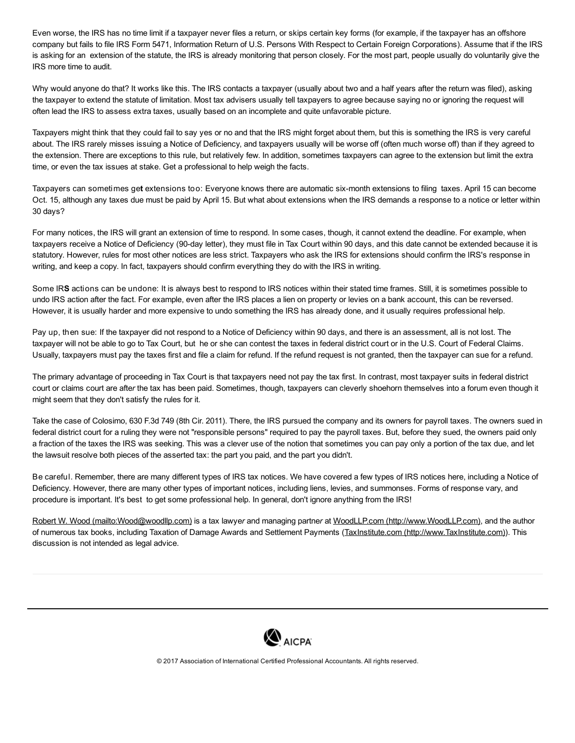Even worse, the IRS has no time limit if a taxpayer never files a return, or skips certain key forms (for example, if the taxpayer has an offshore company but fails to file IRS Form 5471, Information Return of U.S. Persons With Respect to Certain Foreign Corporations). Assume that if the IRS is asking for an extension of the statute, the IRS is already monitoring that person closely. For the most part, people usually do voluntarily give the IRS more time to audit.

Why would anyone do that? It works like this. The IRS contacts a taxpayer (usually about two and a half years after the return was filed), asking the taxpayer to extend the statute of limitation. Most tax advisers usually tell taxpayers to agree because saying no or ignoring the request will often lead the IRS to assess extra taxes, usually based on an incomplete and quite unfavorable picture.

Taxpayers might think that they could fail to say yes or no and that the IRS might forget about them, but this is something the IRS is very careful about. The IRS rarely misses issuing a Notice of Deficiency, and taxpayers usually will be worse off (often much worse off) than if they agreed to the extension. There are exceptions to this rule, but relatively few. In addition, sometimes taxpayers can agree to the extension but limit the extra time, or even the tax issues at stake. Get a professional to help weigh the facts.

**Taxpayers can sometimes get extensions too:** Everyone knows there are automatic six-month extensions to filing taxes. April 15 can become Oct. 15, although any taxes due must be paid by April 15. But what about extensions when the IRS demands a response to a notice or letter within 30 days?

For many notices, the IRS will grant an extension of time to respond. In some cases, though, it cannot extend the deadline. For example, when taxpayers receive a Notice of Deficiency (90-day letter), they must file in Tax Court within 90 days, and this date cannot be extended because it is statutory. However, rules for most other notices are less strict. Taxpayers who ask the IRS for extensions should confirm the IRS's response in writing, and keep a copy. In fact, taxpayers should confirm everything they do with the IRS in writing.

**Some IRS actions can be undone:** It is always best to respond to IRS notices within their stated time frames. Still, it is sometimes possible to undo IRS action after the fact. For example, even after the IRS places a lien on property or levies on a bank account, this can be reversed. However, it is usually harder and more expensive to undo something the IRS has already done, and it usually requires professional help.

**Pay up, then sue:** If the taxpayer did not respond to a Notice of Deficiency within 90 days, and there is an assessment, all is not lost. The taxpayer will not be able to go to Tax Court, but he or she can contest the taxes in federal district court or in the U.S. Court of Federal Claims. Usually, taxpayers must pay the taxes first and file a claim for refund. If the refund request is not granted, then the taxpayer can sue for a refund.

The primary advantage of proceeding in Tax Court is that taxpayers need not pay the tax first. In contrast, most taxpayer suits in federal district court or claims court are after the tax has been paid. Sometimes, though, taxpayers can cleverly shoehorn themselves into a forum even though it might seem that they don't satisfy the rules for it.

Take the case of Colosimo, 630 F.3d 749 (8th Cir. 2011). There, the IRS pursued the company and its owners for payroll taxes. The owners sued in federal district court for a ruling they were not "responsible persons" required to pay the payroll taxes. But, before they sued, the owners paid only a fraction of the taxes the IRS was seeking. This was a clever use of the notion that sometimes you can pay only a portion of the tax due, and let the lawsuit resolve both pieces of the asserted tax: the part you paid, and the part you didn't.

**Be careful.** Remember, there are many different types of IRS tax notices. We have covered a few types of IRS notices here, including a Notice of Deficiency. However, there are many other types of important notices, including liens, levies, and summonses. Forms of response vary, and procedure is important. It's best to get some professional help. In general, don't ignore anything from the IRS!

Robert W. Wood (mailto:Wood@woodllp.com) is a tax lawyer and managing partner at WoodLLP.com (http://www.WoodLLP.com), and the author of numerous tax books, including Taxation of Damage Awards and Settlement Payments (TaxInstitute.com (http://www.TaxInstitute.com)). This discussion is not intended as legal advice.

AICPA

© 2017 Association of International Certified Professional Accountants. All rights reserved.